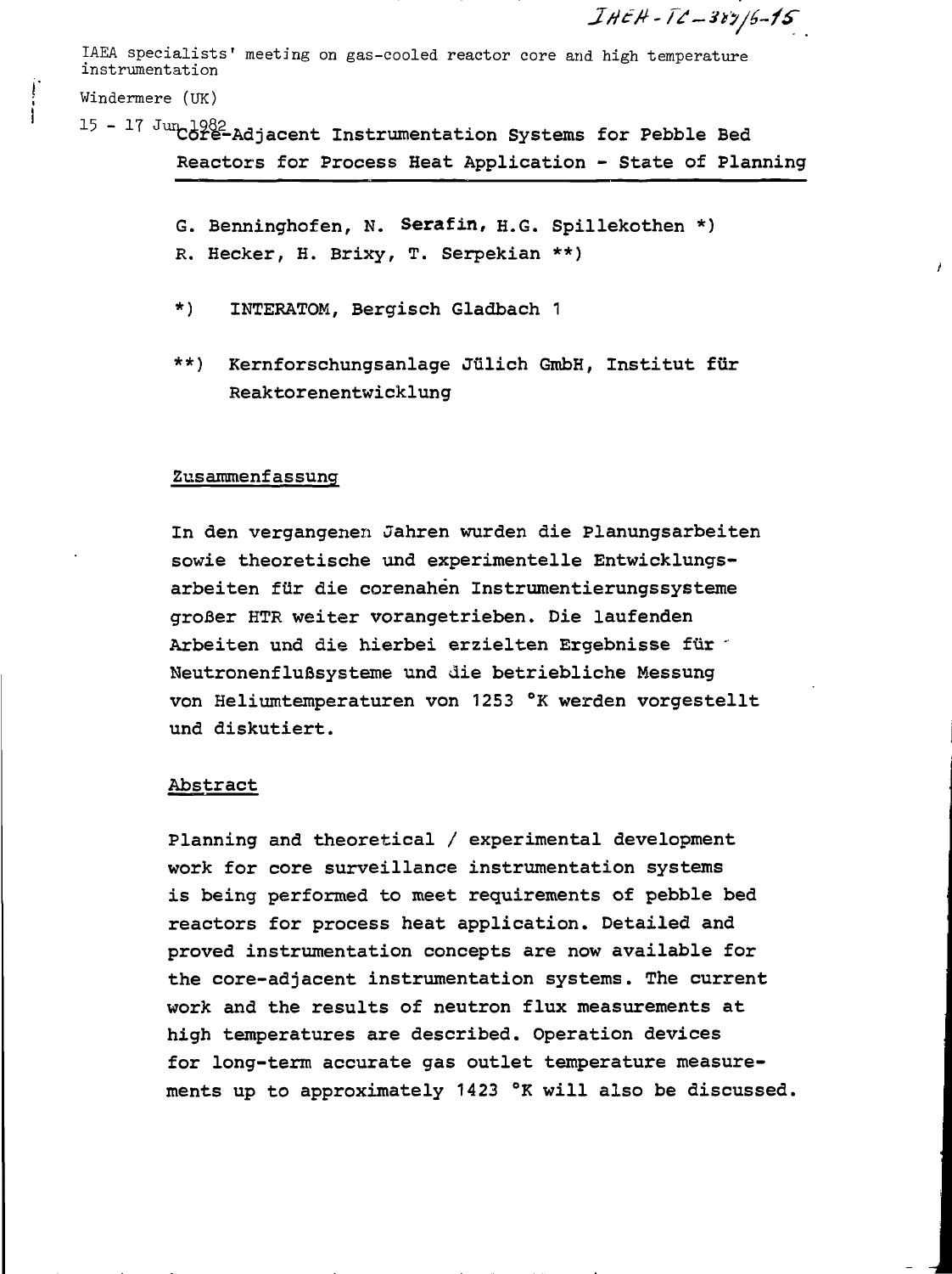IAEA specialists' meeting on gas-cooled reactor core and high temperature instrumentation

Windermere (UK)

15 - 17 Jun 1982

# Core-Adjacent Instrumentation Systems for Pebble Bed Reactors for Process Heat Application - State of Planning

G. Benninghofen, N. Serafin, H.G. Spillekothen *)
R. Hecker, H. Brixy, T. Serpekian **)

*) INTERATOM, Bergisch Gladbach 1

**) Kernforschungsanlage Jülich GmbH, Institut für Reaktorenentwicklung

## Zusammenfassung

In den vergangenen Jahren wurden die Planungsarbeiten sowie theoretische und experimentelle Entwicklungsarbeiten für die corenahen Instrumentierungssysteme großer HTR weiter vorangetrieben. Die laufenden Arbeiten und die hierbei erzielten Ergebnisse für Neutronenflußsysteme und die betriebliche Messung von Heliumtemperaturen von 1253 °K werden vorgestellt und diskutiert.

## Abstract

Planning and theoretical / experimental development work for core surveillance instrumentation systems is being performed to meet requirements of pebble bed reactors for process heat application. Detailed and proved instrumentation concepts are now available for the core-adjacent instrumentation systems. The current work and the results of neutron flux measurements at high temperatures are described. Operation devices for long-term accurate gas outlet temperature measurements up to approximately 1423 °K will also be discussed.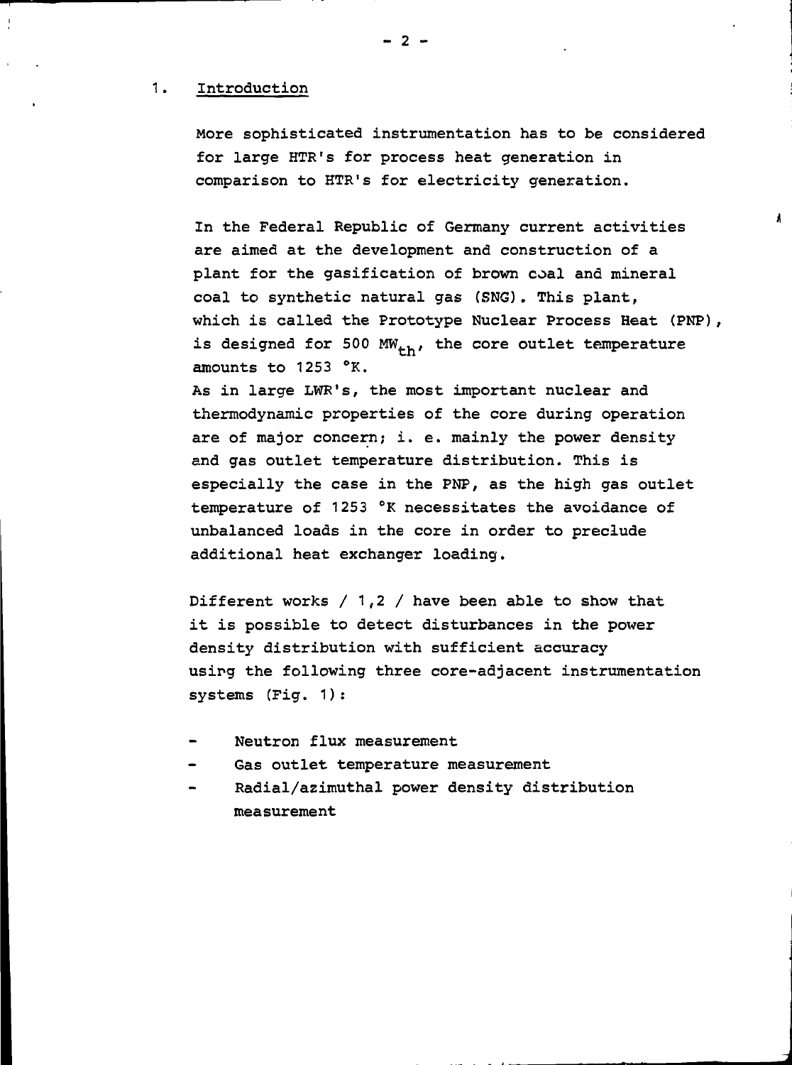## 1. Introduction

More sophisticated instrumentation has to be considered for large HTR's for process heat generation in comparison to HTR's for electricity generation.

In the Federal Republic of Germany current activities are aimed at the development and construction of a plant for the gasification of brown coal and mineral coal to synthetic natural gas (SNG). This plant, which is called the Prototype Nuclear Process Heat (PNP), is designed for 500 $MW_{th}$, the core outlet temperature amounts to 1253 °K.
As in large LWR's, the most important nuclear and thermodynamic properties of the core during operation are of major concern; i. e. mainly the power density and gas outlet temperature distribution. This is especially the case in the PNP, as the high gas outlet temperature of 1253 °K necessitates the avoidance of unbalanced loads in the core in order to preclude additional heat exchanger loading.

Different works / 1,2 / have been able to show that it is possible to detect disturbances in the power density distribution with sufficient accuracy using the following three core-adjacent instrumentation systems (Fig. 1):

- Neutron flux measurement
- Gas outlet temperature measurement
- Radial/azimuthal power density distribution measurement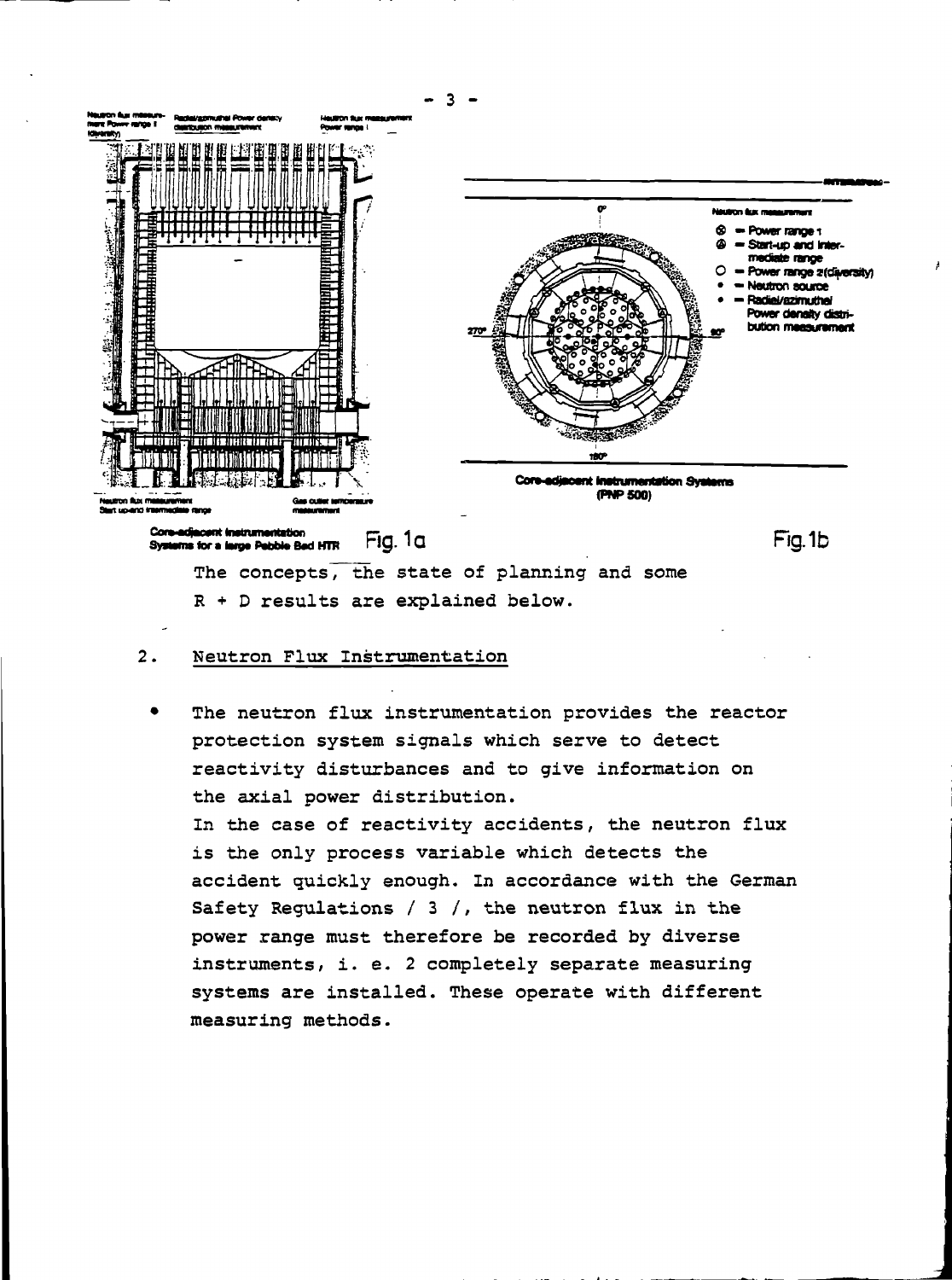Core-adjacent instrumentation Systems for a large Pebble Bed HTR

Fig. 1a

Core-adjacent Instrumentation Systems (PNP 500)

Fig. 1b

The concepts, the state of planning and some R + D results are explained below.

## 2. Neutron Flux Instrumentation

- The neutron flux instrumentation provides the reactor protection system signals which serve to detect reactivity disturbances and to give information on the axial power distribution.

  In the case of reactivity accidents, the neutron flux is the only process variable which detects the accident quickly enough. In accordance with the German Safety Regulations / 3 /, the neutron flux in the power range must therefore be recorded by diverse instruments, i. e. 2 completely separate measuring systems are installed. These operate with different measuring methods.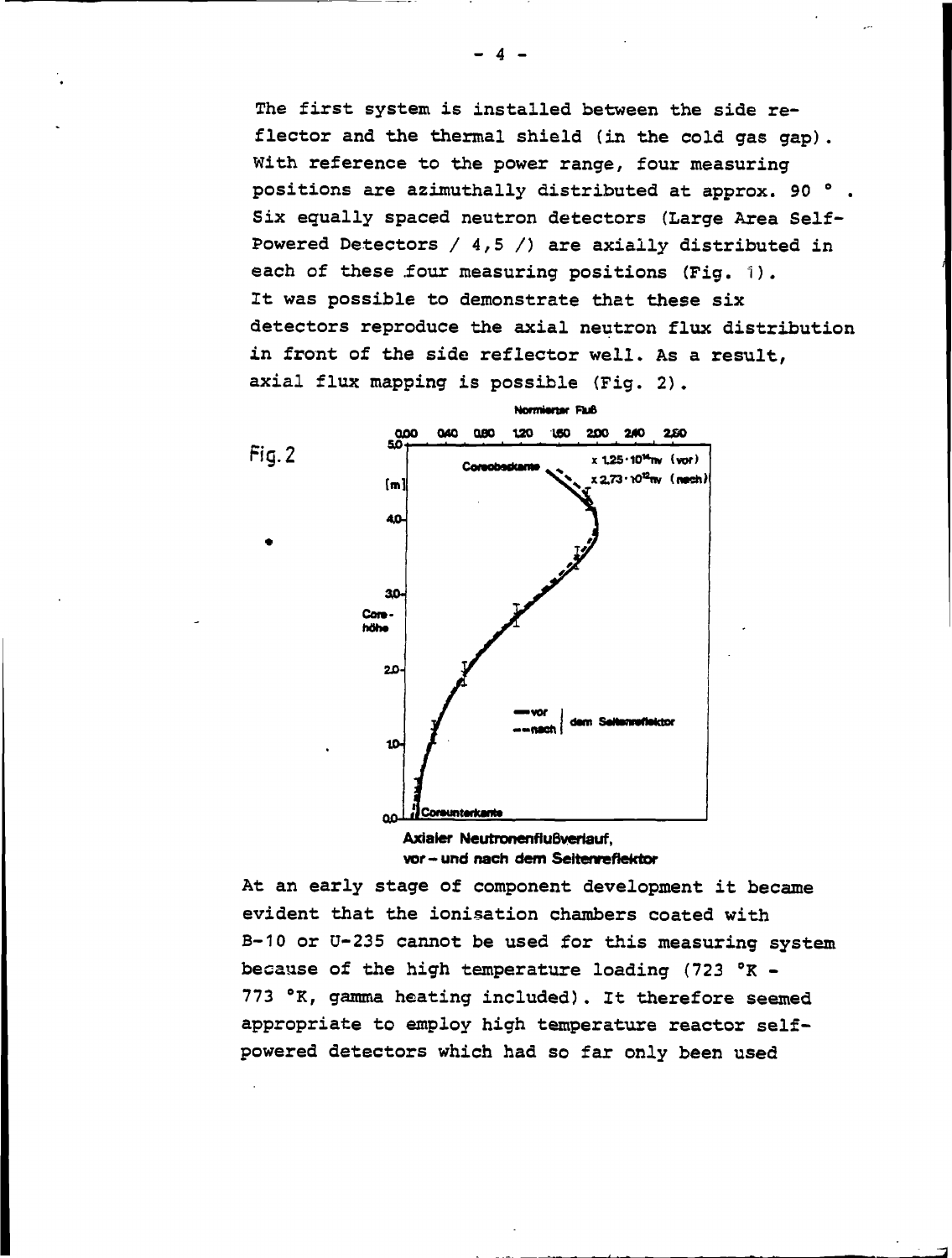The first system is installed between the side reflector and the thermal shield (in the cold gas gap). With reference to the power range, four measuring positions are azimuthally distributed at approx. 90 °. Six equally spaced neutron detectors (Large Area Self-Powered Detectors / 4,5 /) are axially distributed in each of these four measuring positions (Fig. 1). It was possible to demonstrate that these six detectors reproduce the axial neutron flux distribution in front of the side reflector well. As a result, axial flux mapping is possible (Fig. 2).

Fig. 2

Axialer Neutronenflußverlauf, vor – und nach dem Seitenreflektor

At an early stage of component development it became evident that the ionisation chambers coated with B-10 or U-235 cannot be used for this measuring system because of the high temperature loading (723 °K - 773 °K, gamma heating included). It therefore seemed appropriate to employ high temperature reactor self-powered detectors which had so far only been used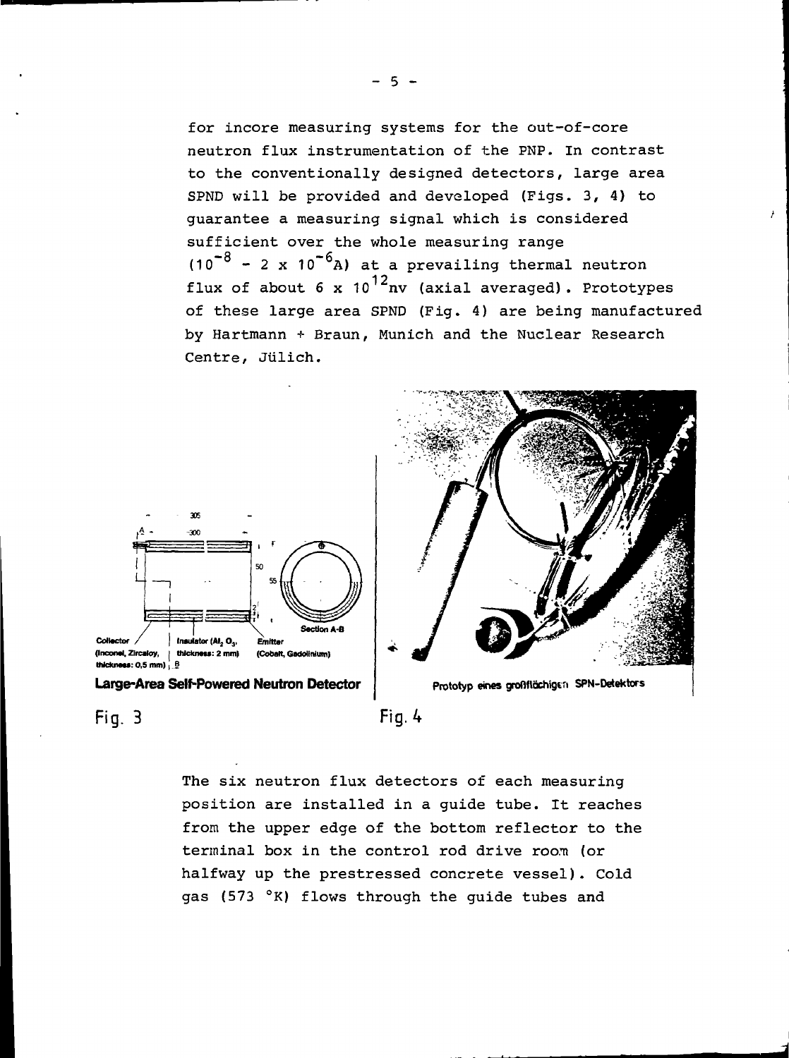for incore measuring systems for the out-of-core neutron flux instrumentation of the PNP. In contrast to the conventionally designed detectors, large area SPND will be provided and developed (Figs. 3, 4) to guarantee a measuring signal which is considered sufficient over the whole measuring range ($10^{-8}$ - 2 x $10^{-6}$A) at a prevailing thermal neutron flux of about 6 x $10^{12}$nv (axial averaged). Prototypes of these large area SPND (Fig. 4) are being manufactured by Hartmann + Braun, Munich and the Nuclear Research Centre, Jülich.

Collector (Inconel, Zircaloy, thickness: 0,5 mm) | Insulator ($Al_2O_3$, thickness: 2 mm) | Emitter (Cobalt, Gadolinium) | Section A-B

Large-Area Self-Powered Neutron Detector

Fig. 3

Prototyp eines großflächigen SPN-Detektors

Fig. 4

The six neutron flux detectors of each measuring position are installed in a guide tube. It reaches from the upper edge of the bottom reflector to the terminal box in the control rod drive room (or halfway up the prestressed concrete vessel). Cold gas (573 °K) flows through the guide tubes and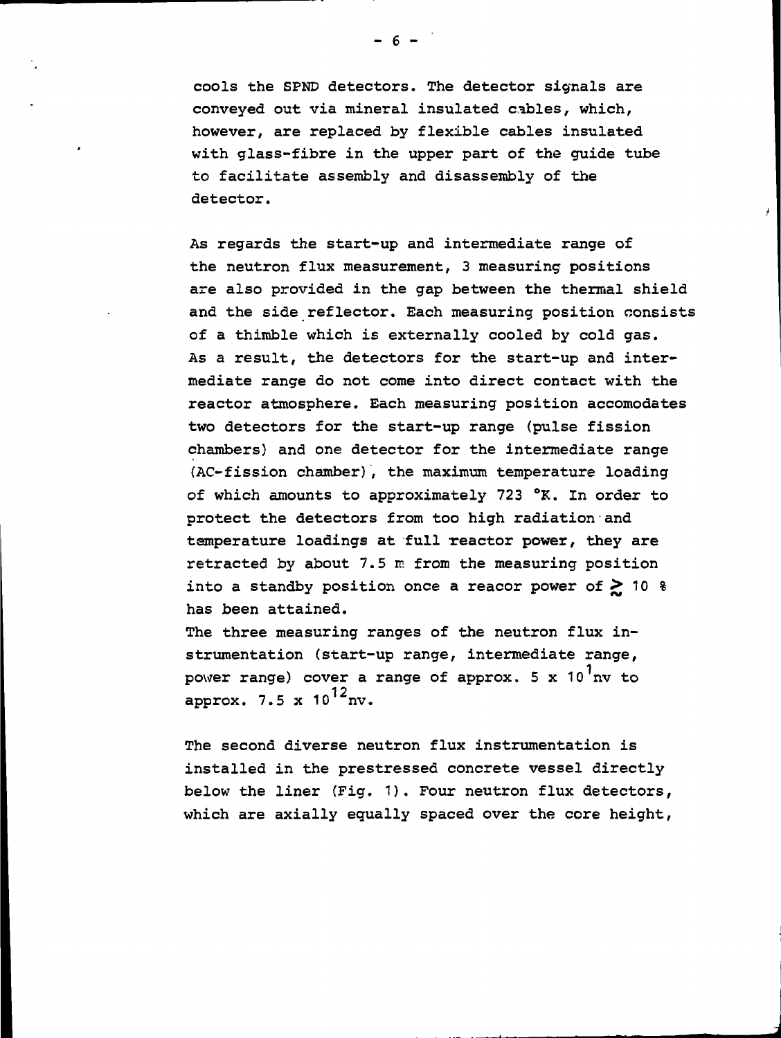cools the SPND detectors. The detector signals are conveyed out via mineral insulated cables, which, however, are replaced by flexible cables insulated with glass-fibre in the upper part of the guide tube to facilitate assembly and disassembly of the detector.

As regards the start-up and intermediate range of the neutron flux measurement, 3 measuring positions are also provided in the gap between the thermal shield and the side reflector. Each measuring position consists of a thimble which is externally cooled by cold gas. As a result, the detectors for the start-up and intermediate range do not come into direct contact with the reactor atmosphere. Each measuring position accomodates two detectors for the start-up range (pulse fission chambers) and one detector for the intermediate range (AC-fission chamber), the maximum temperature loading of which amounts to approximately 723 °K. In order to protect the detectors from too high radiation and temperature loadings at full reactor power, they are retracted by about 7.5 m from the measuring position into a standby position once a reacor power of $\gtrsim$ 10 % has been attained.

The three measuring ranges of the neutron flux instrumentation (start-up range, intermediate range, power range) cover a range of approx. $5 \times 10^{1}$nv to approx. $7.5 \times 10^{12}$nv.

The second diverse neutron flux instrumentation is installed in the prestressed concrete vessel directly below the liner (Fig. 1). Four neutron flux detectors, which are axially equally spaced over the core height,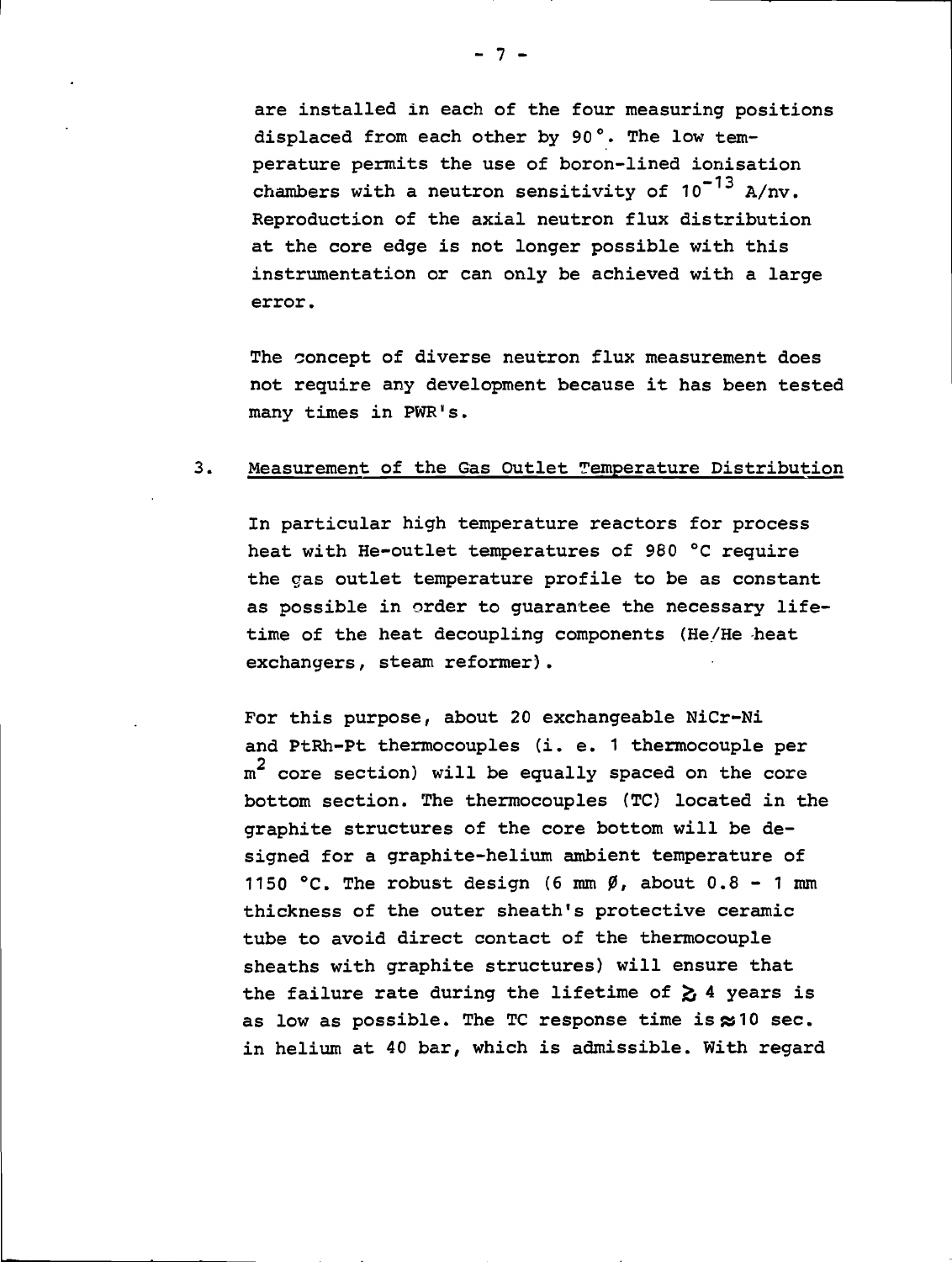are installed in each of the four measuring positions displaced from each other by 90°. The low temperature permits the use of boron-lined ionisation chambers with a neutron sensitivity of $10^{-13}$ A/nv. Reproduction of the axial neutron flux distribution at the core edge is not longer possible with this instrumentation or can only be achieved with a large error.

The concept of diverse neutron flux measurement does not require any development because it has been tested many times in PWR's.

## 3. Measurement of the Gas Outlet Temperature Distribution

In particular high temperature reactors for process heat with He-outlet temperatures of 980 °C require the gas outlet temperature profile to be as constant as possible in order to guarantee the necessary lifetime of the heat decoupling components (He/He heat exchangers, steam reformer).

For this purpose, about 20 exchangeable NiCr-Ni and PtRh-Pt thermocouples (i. e. 1 thermocouple per $m^2$ core section) will be equally spaced on the core bottom section. The thermocouples (TC) located in the graphite structures of the core bottom will be designed for a graphite-helium ambient temperature of 1150 °C. The robust design (6 mm ∅, about 0.8 - 1 mm thickness of the outer sheath's protective ceramic tube to avoid direct contact of the thermocouple sheaths with graphite structures) will ensure that the failure rate during the lifetime of $\gtrsim$ 4 years is as low as possible. The TC response time is $\approx$ 10 sec. in helium at 40 bar, which is admissible. With regard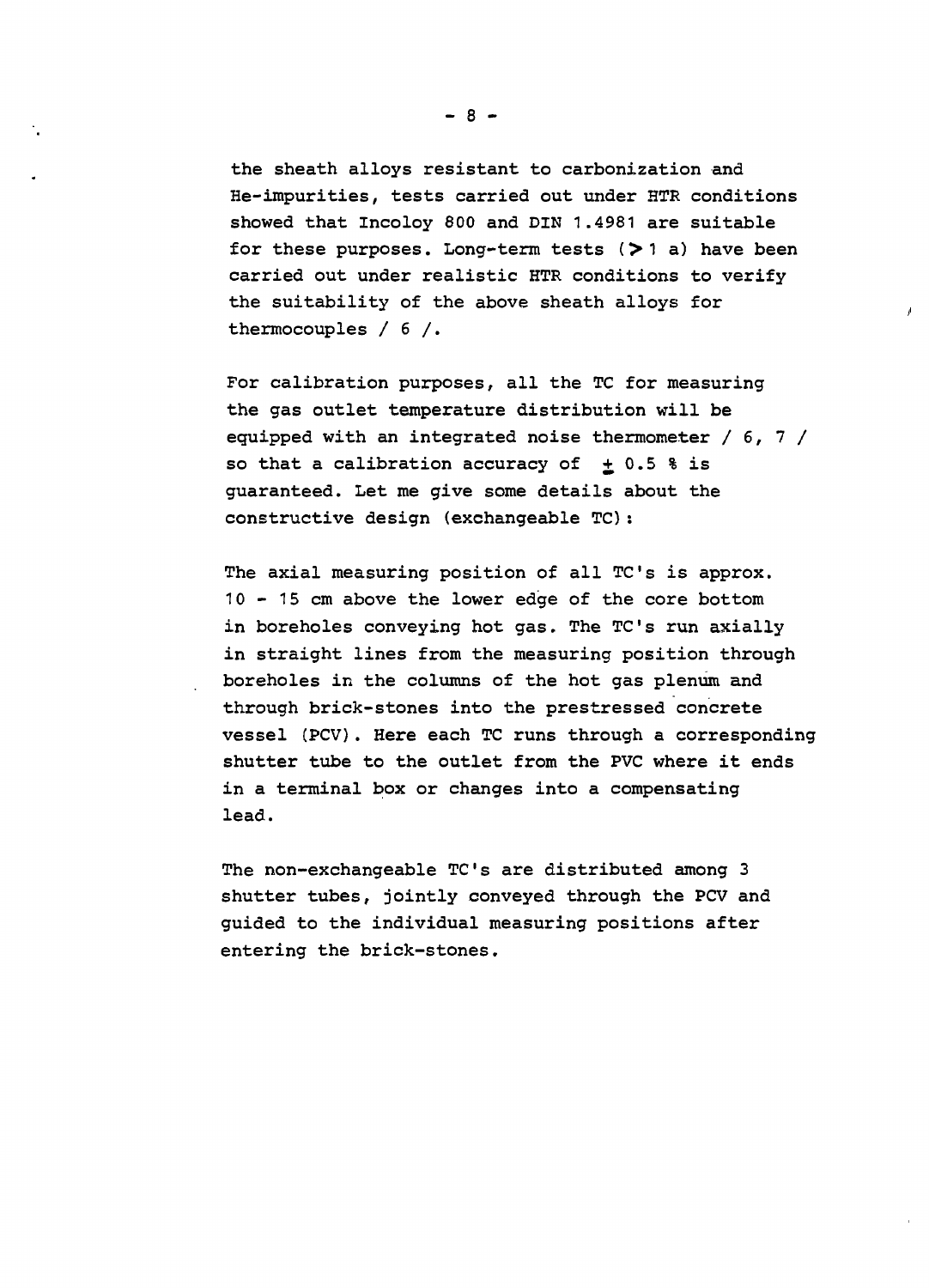the sheath alloys resistant to carbonization and He-impurities, tests carried out under HTR conditions showed that Incoloy 800 and DIN 1.4981 are suitable for these purposes. Long-term tests ($>$ 1 a) have been carried out under realistic HTR conditions to verify the suitability of the above sheath alloys for thermocouples / 6 /.

For calibration purposes, all the TC for measuring the gas outlet temperature distribution will be equipped with an integrated noise thermometer / 6, 7 / so that a calibration accuracy of $\pm$ 0.5 % is guaranteed. Let me give some details about the constructive design (exchangeable TC):

The axial measuring position of all TC's is approx. 10 - 15 cm above the lower edge of the core bottom in boreholes conveying hot gas. The TC's run axially in straight lines from the measuring position through boreholes in the columns of the hot gas plenum and through brick-stones into the prestressed concrete vessel (PCV). Here each TC runs through a corresponding shutter tube to the outlet from the PVC where it ends in a terminal box or changes into a compensating lead.

The non-exchangeable TC's are distributed among 3 shutter tubes, jointly conveyed through the PCV and guided to the individual measuring positions after entering the brick-stones.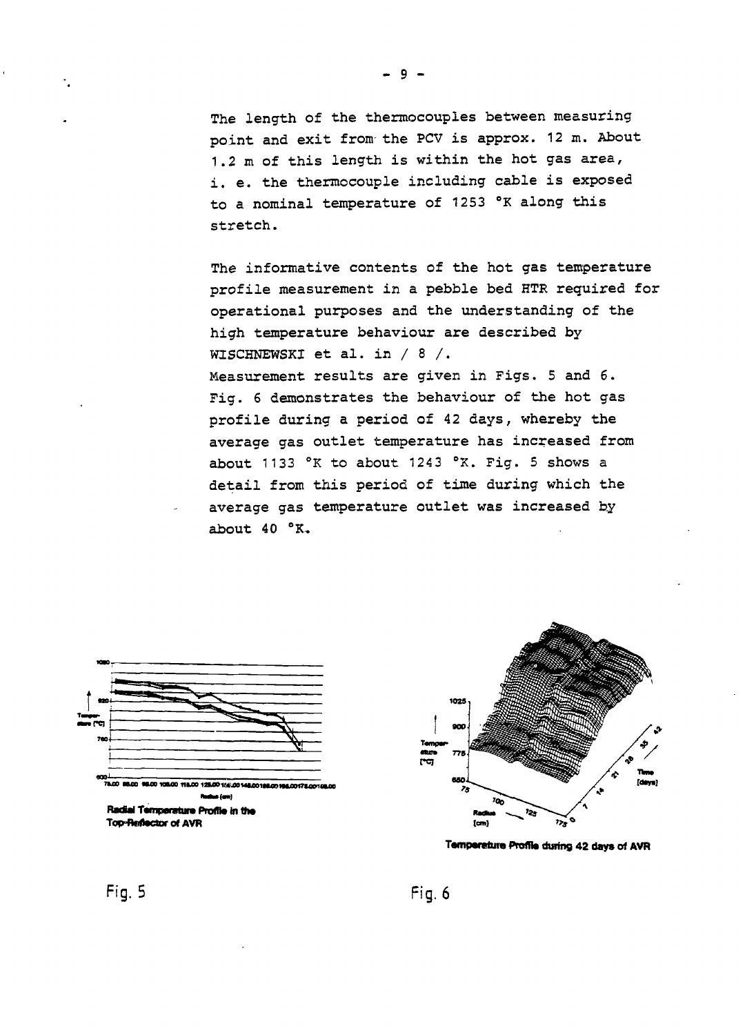The length of the thermocouples between measuring point and exit from the PCV is approx. 12 m. About 1.2 m of this length is within the hot gas area, i. e. the thermocouple including cable is exposed to a nominal temperature of 1253 °K along this stretch.

The informative contents of the hot gas temperature profile measurement in a pebble bed HTR required for operational purposes and the understanding of the high temperature behaviour are described by WISCHNEWSKI et al. in / 8 /.

Measurement results are given in Figs. 5 and 6. Fig. 6 demonstrates the behaviour of the hot gas profile during a period of 42 days, whereby the average gas outlet temperature has increased from about 1133 °K to about 1243 °K. Fig. 5 shows a detail from this period of time during which the average gas temperature outlet was increased by about 40 °K.

Radial Temperature Profile in the Top-Reflector of AVR

Fig. 5

Temperature Profile during 42 days of AVR

Fig. 6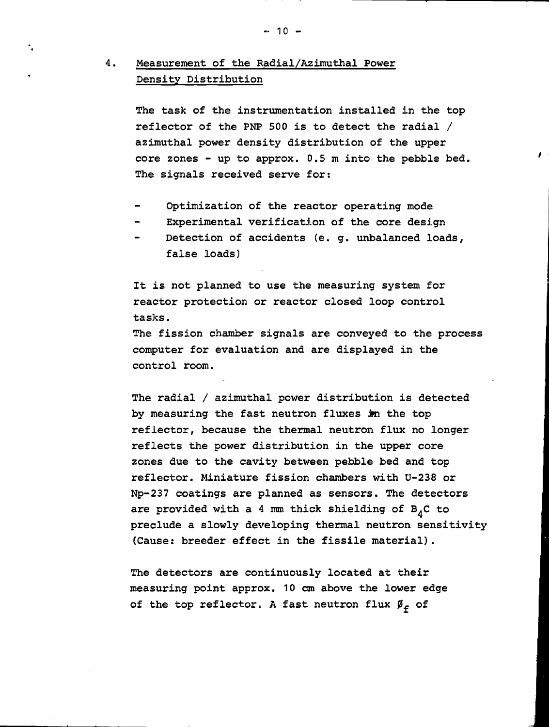## 4. Measurement of the Radial/Azimuthal Power Density Distribution

The task of the instrumentation installed in the top reflector of the PNP 500 is to detect the radial / azimuthal power density distribution of the upper core zones - up to approx. 0.5 m into the pebble bed. The signals received serve for:

- Optimization of the reactor operating mode
- Experimental verification of the core design
- Detection of accidents (e. g. unbalanced loads, false loads)

It is not planned to use the measuring system for reactor protection or reactor closed loop control tasks.

The fission chamber signals are conveyed to the process computer for evaluation and are displayed in the control room.

The radial / azimuthal power distribution is detected by measuring the fast neutron fluxes in the top reflector, because the thermal neutron flux no longer reflects the power distribution in the upper core zones due to the cavity between pebble bed and top reflector. Miniature fission chambers with U-238 or Np-237 coatings are planned as sensors. The detectors are provided with a 4 mm thick shielding of $B_4C$ to preclude a slowly developing thermal neutron sensitivity (Cause: breeder effect in the fissile material).

The detectors are continuously located at their measuring point approx. 10 cm above the lower edge of the top reflector. A fast neutron flux $\phi_f$ of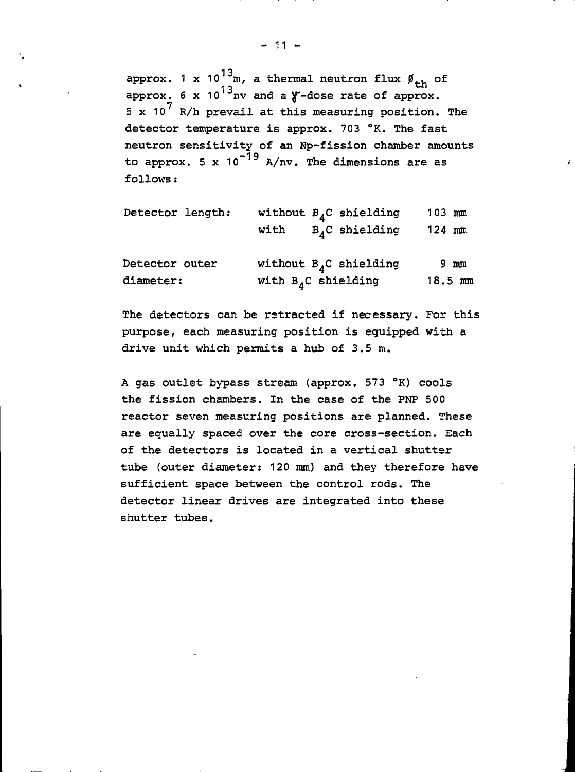approx. $1 \times 10^{13}$m, a thermal neutron flux $\phi_{th}$ of approx. $6 \times 10^{13}$nv and a $\gamma$-dose rate of approx. $5 \times 10^{7}$ R/h prevail at this measuring position. The detector temperature is approx. 703 °K. The fast neutron sensitivity of an Np-fission chamber amounts to approx. $5 \times 10^{-19}$ A/nv. The dimensions are as follows:

| | | |
|---|---|---|
| Detector length: | without $B_4C$ shielding | 103 mm |
| | with $B_4C$ shielding | 124 mm |
| Detector outer diameter: | without $B_4C$ shielding | 9 mm |
| | with $B_4C$ shielding | 18.5 mm |

The detectors can be retracted if necessary. For this purpose, each measuring position is equipped with a drive unit which permits a hub of 3.5 m.

A gas outlet bypass stream (approx. 573 °K) cools the fission chambers. In the case of the PNP 500 reactor seven measuring positions are planned. These are equally spaced over the core cross-section. Each of the detectors is located in a vertical shutter tube (outer diameter: 120 mm) and they therefore have sufficient space between the control rods. The detector linear drives are integrated into these shutter tubes.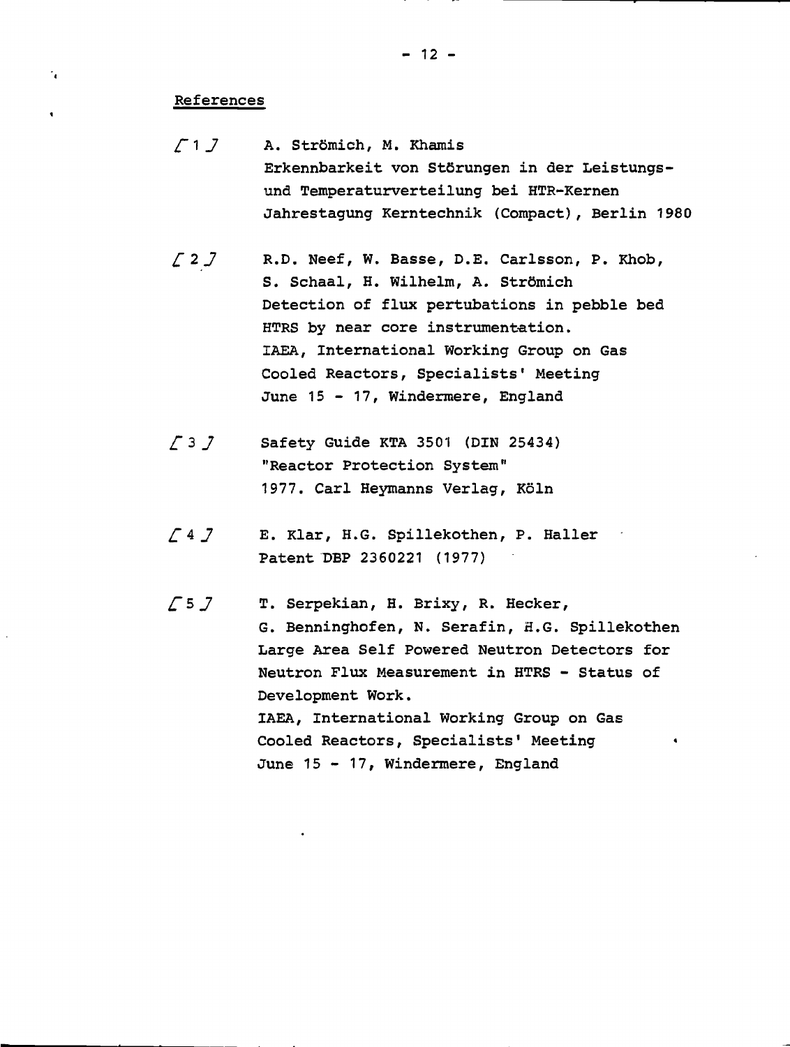## References

[1] A. Strömich, M. Khamis
Erkennbarkeit von Störungen in der Leistungs- und Temperaturverteilung bei HTR-Kernen
Jahrestagung Kerntechnik (Compact), Berlin 1980

[2] R.D. Neef, W. Basse, D.E. Carlsson, P. Khob, S. Schaal, H. Wilhelm, A. Strömich
Detection of flux pertubations in pebble bed HTRS by near core instrumentation.
IAEA, International Working Group on Gas Cooled Reactors, Specialists' Meeting
June 15 - 17, Windermere, England

[3] Safety Guide KTA 3501 (DIN 25434)
"Reactor Protection System"
1977. Carl Heymanns Verlag, Köln

[4] E. Klar, H.G. Spillekothen, P. Haller
Patent DBP 2360221 (1977)

[5] T. Serpekian, H. Brixy, R. Hecker, G. Benninghofen, N. Serafin, H.G. Spillekothen
Large Area Self Powered Neutron Detectors for Neutron Flux Measurement in HTRS - Status of Development Work.
IAEA, International Working Group on Gas Cooled Reactors, Specialists' Meeting
June 15 - 17, Windermere, England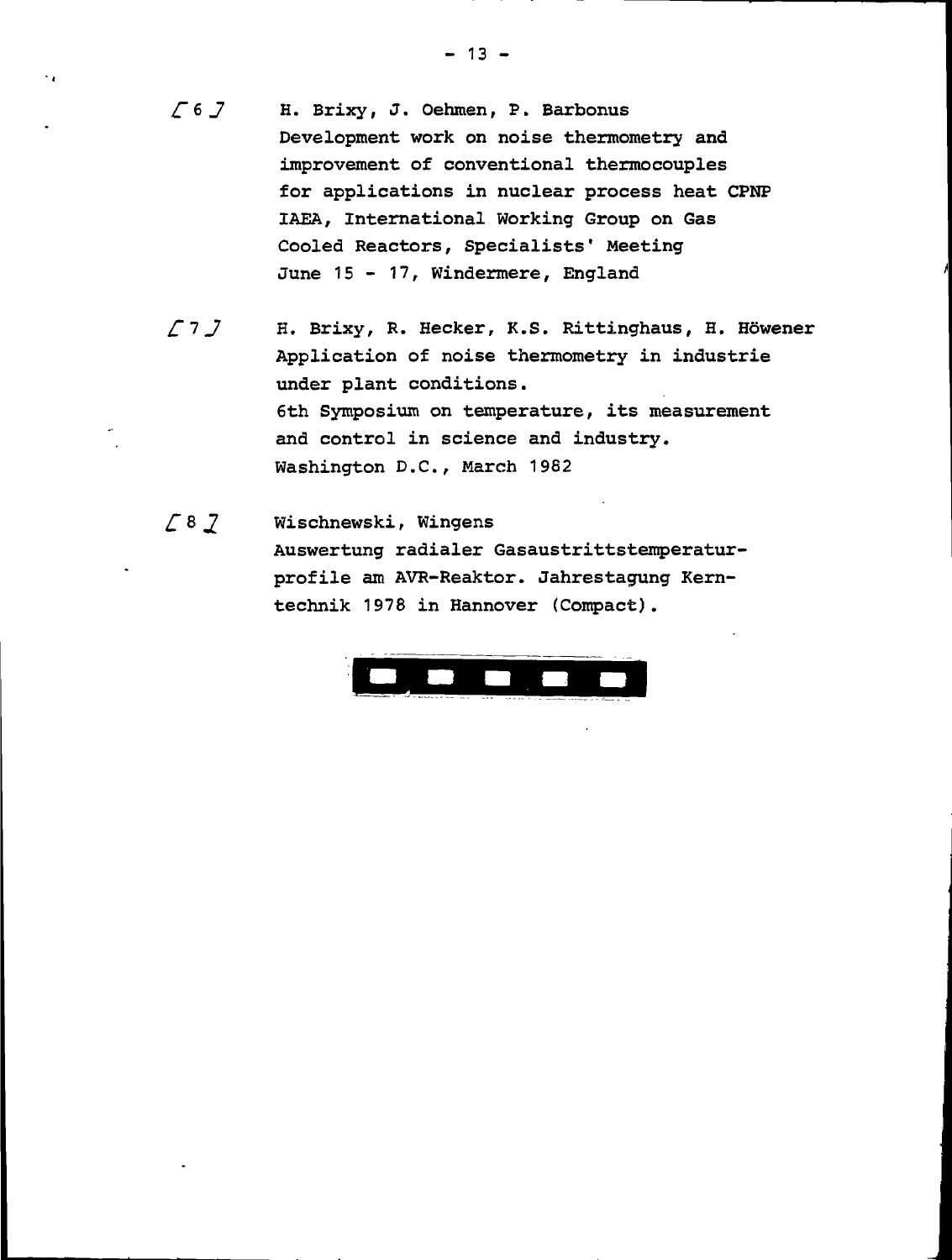[6] H. Brixy, J. Oehmen, P. Barbonus
Development work on noise thermometry and improvement of conventional thermocouples for applications in nuclear process heat CPNP
IAEA, International Working Group on Gas Cooled Reactors, Specialists' Meeting
June 15 - 17, Windermere, England

[7] H. Brixy, R. Hecker, K.S. Rittinghaus, H. Höwener
Application of noise thermometry in industrie under plant conditions.
6th Symposium on temperature, its measurement and control in science and industry.
Washington D.C., March 1982

[8] Wischnewski, Wingens
Auswertung radialer Gasaustrittstemperaturprofile am AVR-Reaktor. Jahrestagung Kerntechnik 1978 in Hannover (Compact).